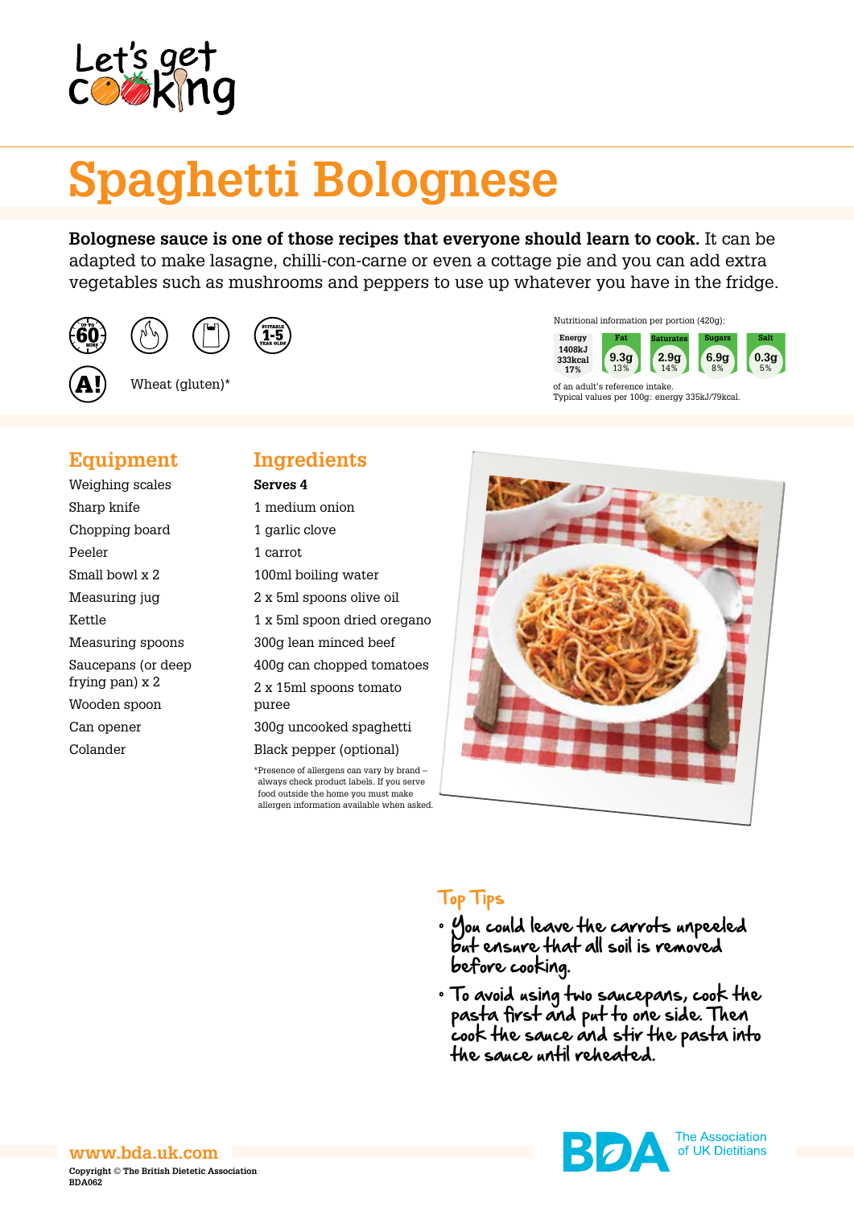Let's get cooking

# Spaghetti Bolognese

**Bolognese sauce is one of those recipes that everyone should learn to cook.** It can be adapted to make lasagne, chilli-con-carne or even a cottage pie and you can add extra vegetables such as mushrooms and peppers to use up whatever you have in the fridge.

UP TO 60 MINS | SUITABLE 1-5 YEAR OLDS

A! Wheat (gluten)*

Nutritional information per portion (420g):

| Energy | Fat | Saturates | Sugars | Salt |
|---|---|---|---|---|
| 1408kJ 333kcal | 9.3g | 2.9g | 6.9g | 0.3g |
| 17% | 13% | 14% | 8% | 5% |

of an adult's reference intake.
Typical values per 100g: energy 335kJ/79kcal.

## Equipment

- Weighing scales
- Sharp knife
- Chopping board
- Peeler
- Small bowl x 2
- Measuring jug
- Kettle
- Measuring spoons
- Saucepans (or deep frying pan) x 2
- Wooden spoon
- Can opener
- Colander

## Ingredients

**Serves 4**

- 1 medium onion
- 1 garlic clove
- 1 carrot
- 100ml boiling water
- 2 x 5ml spoons olive oil
- 1 x 5ml spoon dried oregano
- 300g lean minced beef
- 400g can chopped tomatoes
- 2 x 15ml spoons tomato puree
- 300g uncooked spaghetti
- Black pepper (optional)

*Presence of allergens can vary by brand – always check product labels. If you serve food outside the home you must make allergen information available when asked.

## Top Tips

- You could leave the carrots unpeeled but ensure that all soil is removed before cooking.
- To avoid using two saucepans, cook the pasta first and put to one side. Then cook the sauce and stir the pasta into the sauce until reheated.

www.bda.uk.com

Copyright © The British Dietetic Association
BDA062

BDA The Association of UK Dietitians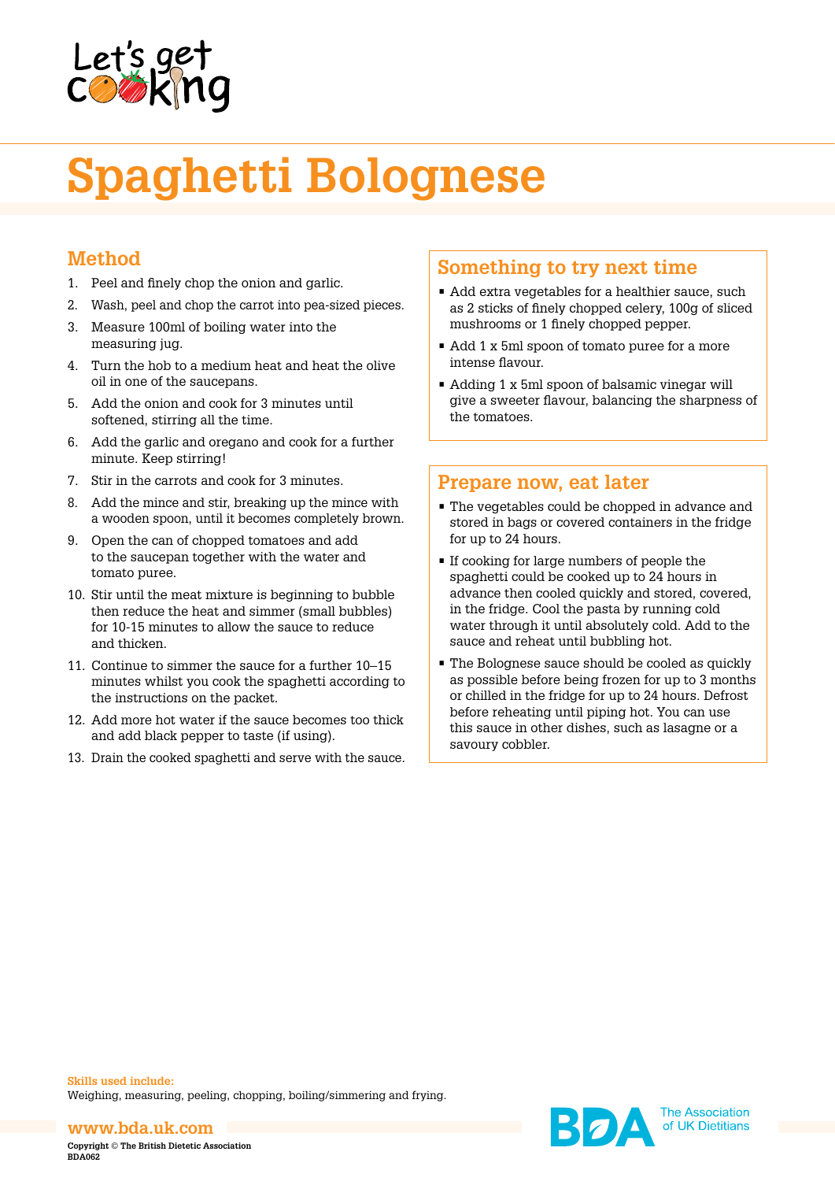# Spaghetti Bolognese

## Method

1. Peel and finely chop the onion and garlic.
2. Wash, peel and chop the carrot into pea-sized pieces.
3. Measure 100ml of boiling water into the measuring jug.
4. Turn the hob to a medium heat and heat the olive oil in one of the saucepans.
5. Add the onion and cook for 3 minutes until softened, stirring all the time.
6. Add the garlic and oregano and cook for a further minute. Keep stirring!
7. Stir in the carrots and cook for 3 minutes.
8. Add the mince and stir, breaking up the mince with a wooden spoon, until it becomes completely brown.
9. Open the can of chopped tomatoes and add to the saucepan together with the water and tomato puree.
10. Stir until the meat mixture is beginning to bubble then reduce the heat and simmer (small bubbles) for 10-15 minutes to allow the sauce to reduce and thicken.
11. Continue to simmer the sauce for a further 10–15 minutes whilst you cook the spaghetti according to the instructions on the packet.
12. Add more hot water if the sauce becomes too thick and add black pepper to taste (if using).
13. Drain the cooked spaghetti and serve with the sauce.

## Something to try next time

- Add extra vegetables for a healthier sauce, such as 2 sticks of finely chopped celery, 100g of sliced mushrooms or 1 finely chopped pepper.
- Add 1 x 5ml spoon of tomato puree for a more intense flavour.
- Adding 1 x 5ml spoon of balsamic vinegar will give a sweeter flavour, balancing the sharpness of the tomatoes.

## Prepare now, eat later

- The vegetables could be chopped in advance and stored in bags or covered containers in the fridge for up to 24 hours.
- If cooking for large numbers of people the spaghetti could be cooked up to 24 hours in advance then cooled quickly and stored, covered, in the fridge. Cool the pasta by running cold water through it until absolutely cold. Add to the sauce and reheat until bubbling hot.
- The Bolognese sauce should be cooled as quickly as possible before being frozen for up to 3 months or chilled in the fridge for up to 24 hours. Defrost before reheating until piping hot. You can use this sauce in other dishes, such as lasagne or a savoury cobbler.

**Skills used include:**
Weighing, measuring, peeling, chopping, boiling/simmering and frying.

www.bda.uk.com

Copyright © The British Dietetic Association
BDA062

BDA The Association of UK Dietitians